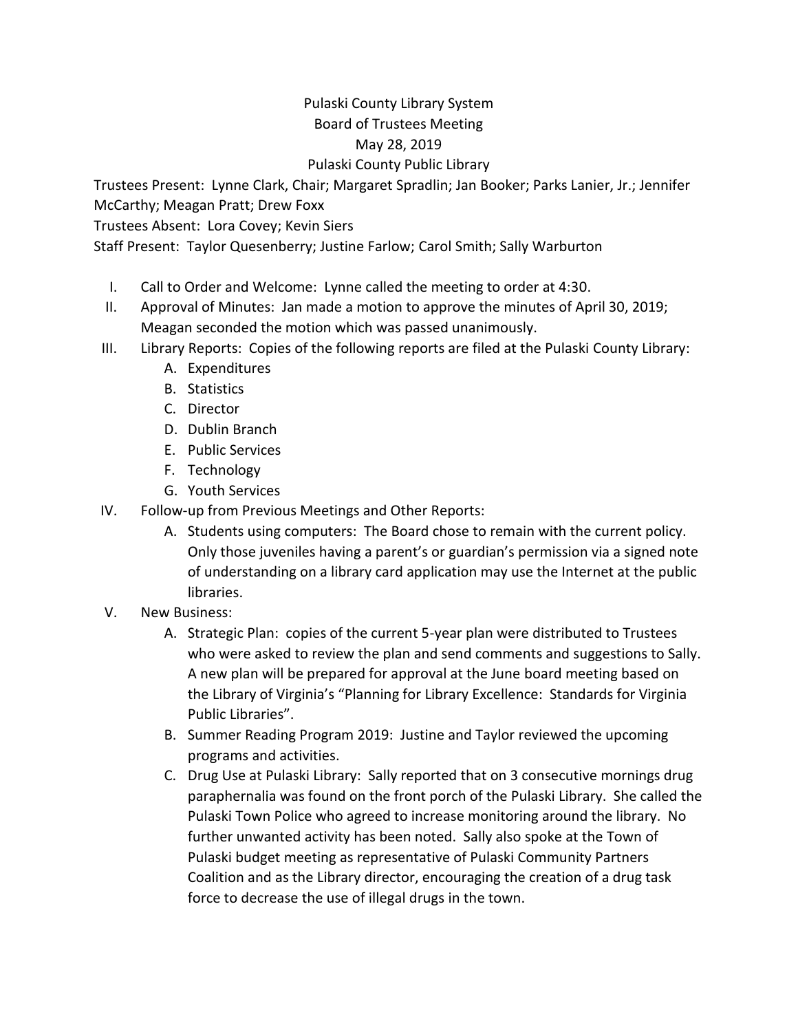# Pulaski County Library System

## Board of Trustees Meeting

### May 28, 2019

### Pulaski County Public Library

Trustees Present: Lynne Clark, Chair; Margaret Spradlin; Jan Booker; Parks Lanier, Jr.; Jennifer McCarthy; Meagan Pratt; Drew Foxx

Trustees Absent: Lora Covey; Kevin Siers

Staff Present: Taylor Quesenberry; Justine Farlow; Carol Smith; Sally Warburton

I. Call to Order and Welcome: Lynne called the meeting to order at 4:30.

II. Approval of Minutes: Jan made a motion to approve the minutes of April 30, 2019; Meagan seconded the motion which was passed unanimously.

III. Library Reports: Copies of the following reports are filed at the Pulaski County Library:
   - A. Expenditures
   - B. Statistics
   - C. Director
   - D. Dublin Branch
   - E. Public Services
   - F. Technology
   - G. Youth Services

IV. Follow-up from Previous Meetings and Other Reports:
   - A. Students using computers: The Board chose to remain with the current policy. Only those juveniles having a parent's or guardian's permission via a signed note of understanding on a library card application may use the Internet at the public libraries.

V. New Business:
   - A. Strategic Plan: copies of the current 5-year plan were distributed to Trustees who were asked to review the plan and send comments and suggestions to Sally. A new plan will be prepared for approval at the June board meeting based on the Library of Virginia's "Planning for Library Excellence: Standards for Virginia Public Libraries".
   - B. Summer Reading Program 2019: Justine and Taylor reviewed the upcoming programs and activities.
   - C. Drug Use at Pulaski Library: Sally reported that on 3 consecutive mornings drug paraphernalia was found on the front porch of the Pulaski Library. She called the Pulaski Town Police who agreed to increase monitoring around the library. No further unwanted activity has been noted. Sally also spoke at the Town of Pulaski budget meeting as representative of Pulaski Community Partners Coalition and as the Library director, encouraging the creation of a drug task force to decrease the use of illegal drugs in the town.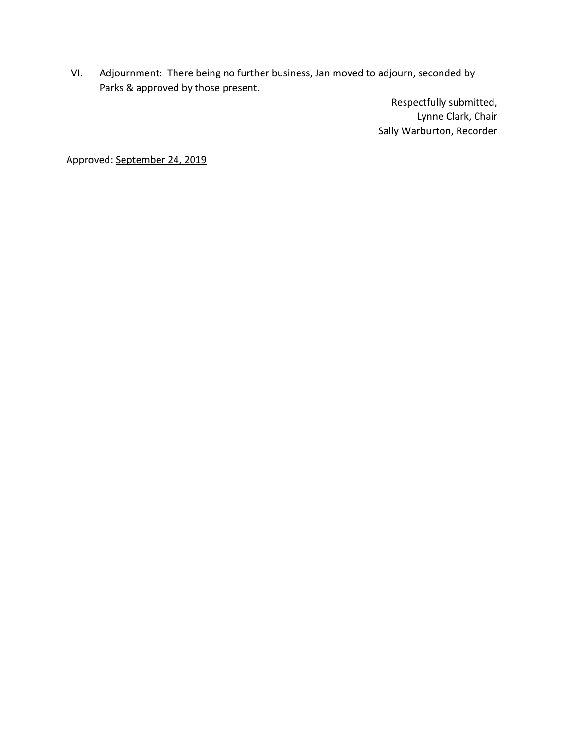VI. Adjournment: There being no further business, Jan moved to adjourn, seconded by Parks & approved by those present.

Respectfully submitted,
Lynne Clark, Chair
Sally Warburton, Recorder

Approved: September 24, 2019